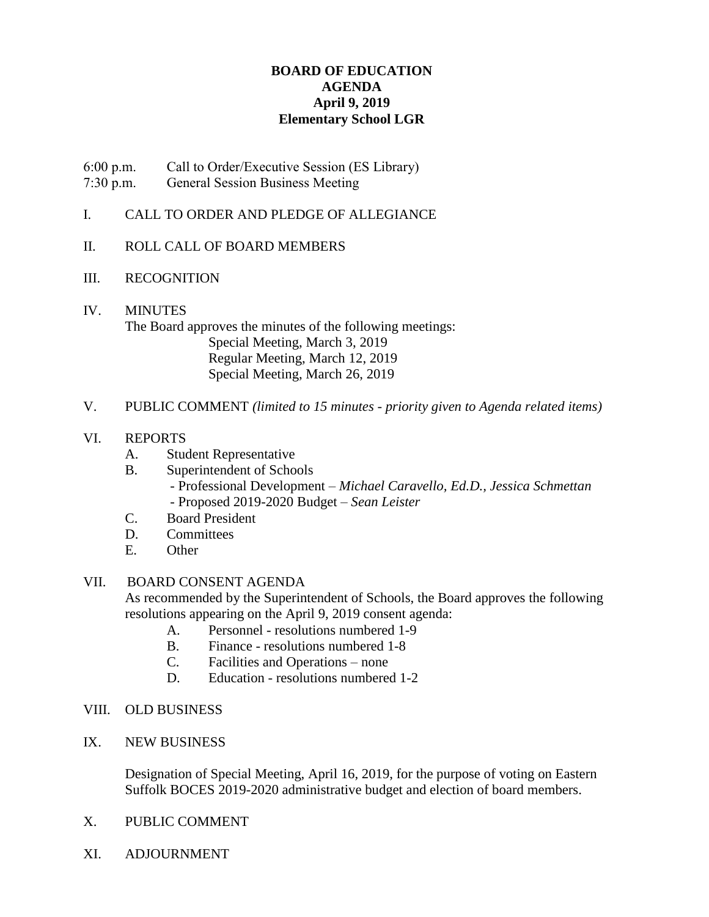**BOARD OF EDUCATION**
**AGENDA**
**April 9, 2019**
**Elementary School LGR**

6:00 p.m. Call to Order/Executive Session (ES Library)
7:30 p.m. General Session Business Meeting

I. CALL TO ORDER AND PLEDGE OF ALLEGIANCE

II. ROLL CALL OF BOARD MEMBERS

III. RECOGNITION

IV. MINUTES
The Board approves the minutes of the following meetings:
Special Meeting, March 3, 2019
Regular Meeting, March 12, 2019
Special Meeting, March 26, 2019

V. PUBLIC COMMENT *(limited to 15 minutes - priority given to Agenda related items)*

VI. REPORTS
- A. Student Representative
- B. Superintendent of Schools
  - Professional Development – *Michael Caravello, Ed.D., Jessica Schmettan*
  - Proposed 2019-2020 Budget – *Sean Leister*
- C. Board President
- D. Committees
- E. Other

VII. BOARD CONSENT AGENDA
As recommended by the Superintendent of Schools, the Board approves the following resolutions appearing on the April 9, 2019 consent agenda:
- A. Personnel - resolutions numbered 1-9
- B. Finance - resolutions numbered 1-8
- C. Facilities and Operations – none
- D. Education - resolutions numbered 1-2

VIII. OLD BUSINESS

IX. NEW BUSINESS

Designation of Special Meeting, April 16, 2019, for the purpose of voting on Eastern Suffolk BOCES 2019-2020 administrative budget and election of board members.

X. PUBLIC COMMENT

XI. ADJOURNMENT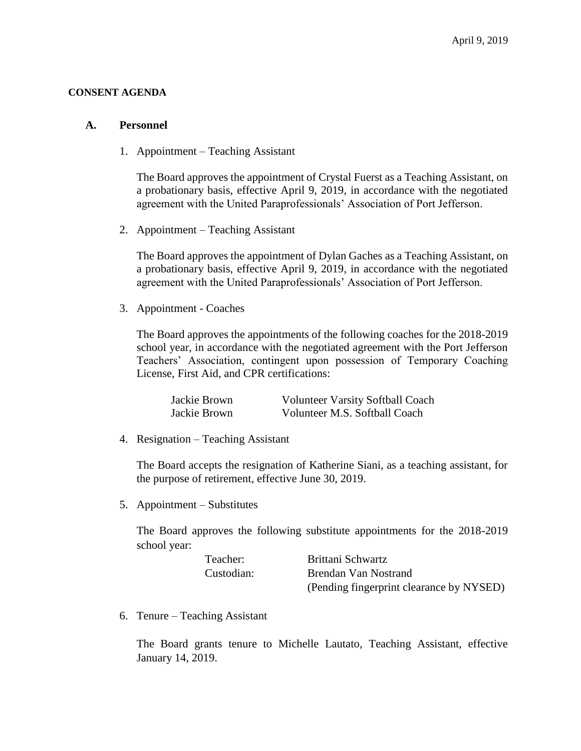April 9, 2019

**CONSENT AGENDA**

## A. Personnel

1. Appointment – Teaching Assistant

   The Board approves the appointment of Crystal Fuerst as a Teaching Assistant, on a probationary basis, effective April 9, 2019, in accordance with the negotiated agreement with the United Paraprofessionals' Association of Port Jefferson.

2. Appointment – Teaching Assistant

   The Board approves the appointment of Dylan Gaches as a Teaching Assistant, on a probationary basis, effective April 9, 2019, in accordance with the negotiated agreement with the United Paraprofessionals' Association of Port Jefferson.

3. Appointment - Coaches

   The Board approves the appointments of the following coaches for the 2018-2019 school year, in accordance with the negotiated agreement with the Port Jefferson Teachers' Association, contingent upon possession of Temporary Coaching License, First Aid, and CPR certifications:

   | | |
   |---|---|
   | Jackie Brown | Volunteer Varsity Softball Coach |
   | Jackie Brown | Volunteer M.S. Softball Coach |

4. Resignation – Teaching Assistant

   The Board accepts the resignation of Katherine Siani, as a teaching assistant, for the purpose of retirement, effective June 30, 2019.

5. Appointment – Substitutes

   The Board approves the following substitute appointments for the 2018-2019 school year:

   | | |
   |---|---|
   | Teacher: | Brittani Schwartz |
   | Custodian: | Brendan Van Nostrand (Pending fingerprint clearance by NYSED) |

6. Tenure – Teaching Assistant

   The Board grants tenure to Michelle Lautato, Teaching Assistant, effective January 14, 2019.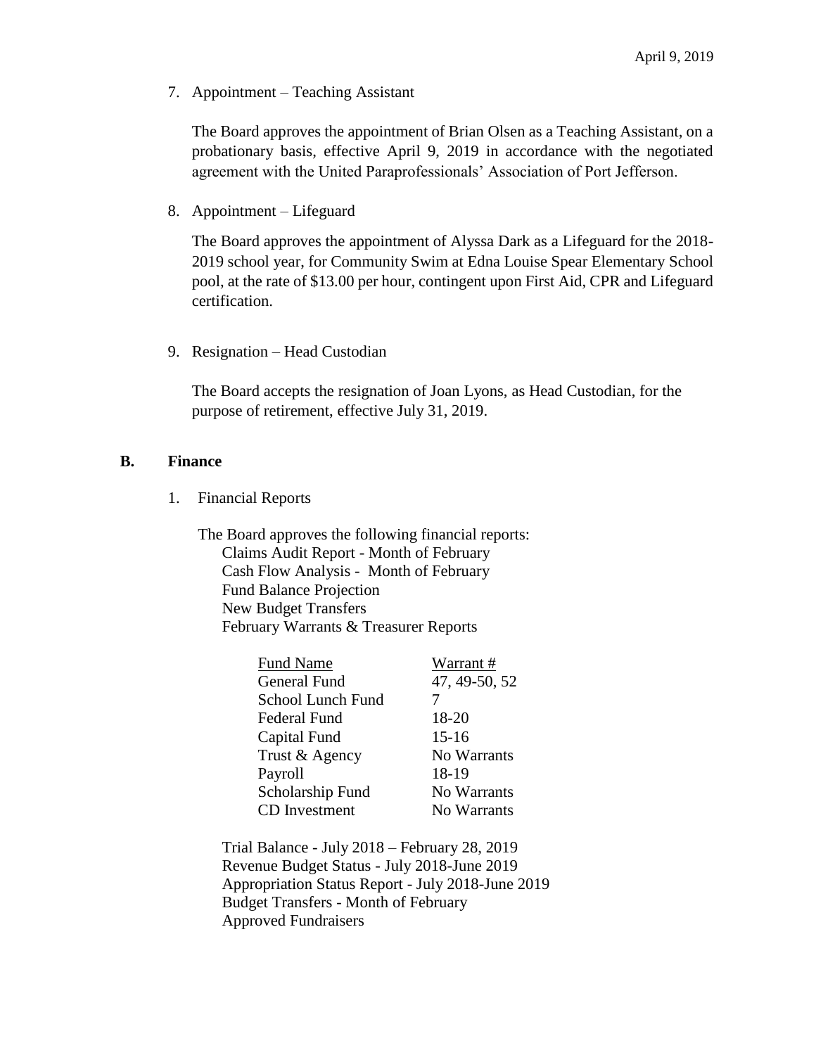7. Appointment – Teaching Assistant

   The Board approves the appointment of Brian Olsen as a Teaching Assistant, on a probationary basis, effective April 9, 2019 in accordance with the negotiated agreement with the United Paraprofessionals' Association of Port Jefferson.

8. Appointment – Lifeguard

   The Board approves the appointment of Alyssa Dark as a Lifeguard for the 2018-2019 school year, for Community Swim at Edna Louise Spear Elementary School pool, at the rate of $13.00 per hour, contingent upon First Aid, CPR and Lifeguard certification.

9. Resignation – Head Custodian

   The Board accepts the resignation of Joan Lyons, as Head Custodian, for the purpose of retirement, effective July 31, 2019.

## B. Finance

1. Financial Reports

   The Board approves the following financial reports:

   Claims Audit Report - Month of February
   Cash Flow Analysis - Month of February
   Fund Balance Projection
   New Budget Transfers
   February Warrants & Treasurer Reports

| Fund Name | Warrant # |
|---|---|
| General Fund | 47, 49-50, 52 |
| School Lunch Fund | 7 |
| Federal Fund | 18-20 |
| Capital Fund | 15-16 |
| Trust & Agency | No Warrants |
| Payroll | 18-19 |
| Scholarship Fund | No Warrants |
| CD Investment | No Warrants |

   Trial Balance - July 2018 – February 28, 2019
   Revenue Budget Status - July 2018-June 2019
   Appropriation Status Report - July 2018-June 2019
   Budget Transfers - Month of February
   Approved Fundraisers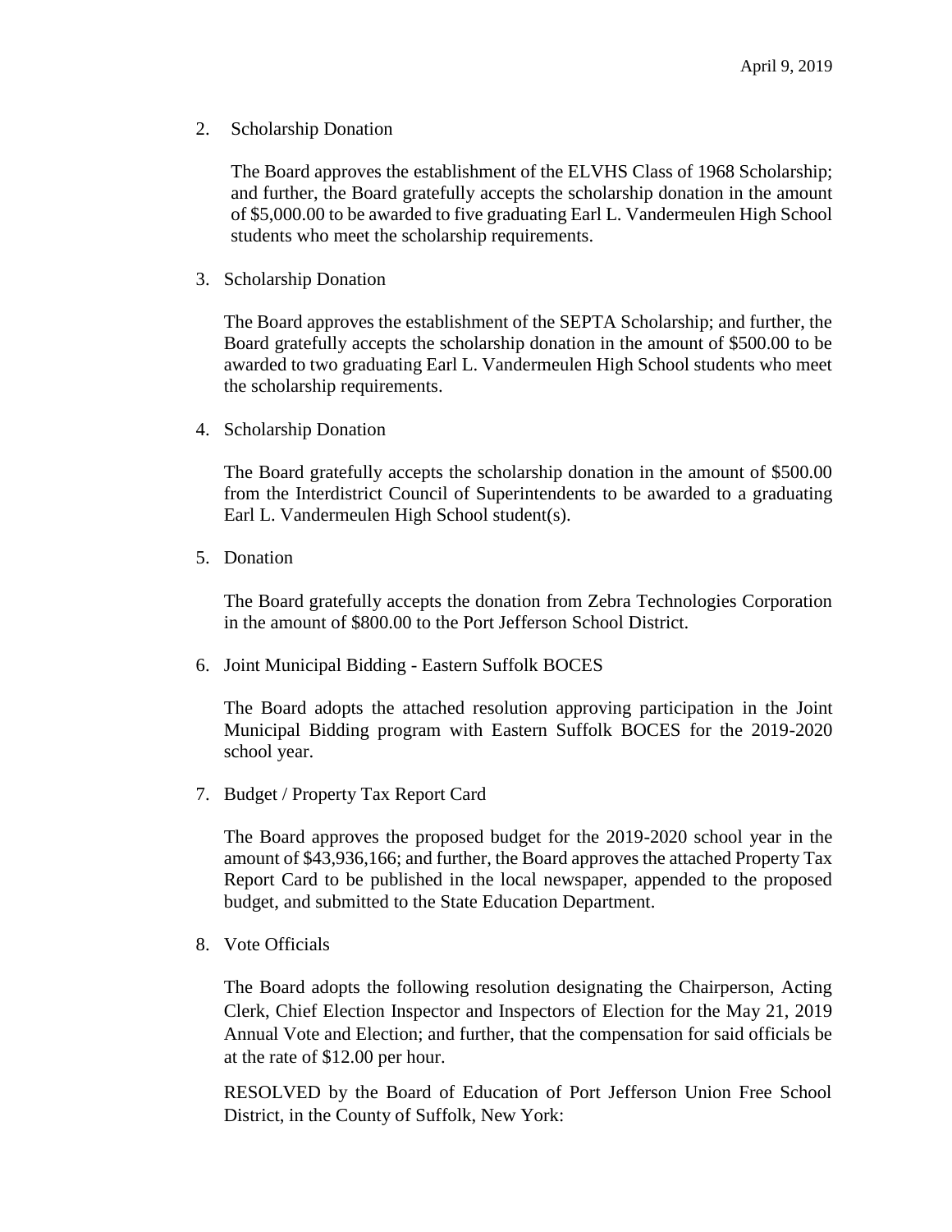2. Scholarship Donation

   The Board approves the establishment of the ELVHS Class of 1968 Scholarship; and further, the Board gratefully accepts the scholarship donation in the amount of $5,000.00 to be awarded to five graduating Earl L. Vandermeulen High School students who meet the scholarship requirements.

3. Scholarship Donation

   The Board approves the establishment of the SEPTA Scholarship; and further, the Board gratefully accepts the scholarship donation in the amount of $500.00 to be awarded to two graduating Earl L. Vandermeulen High School students who meet the scholarship requirements.

4. Scholarship Donation

   The Board gratefully accepts the scholarship donation in the amount of $500.00 from the Interdistrict Council of Superintendents to be awarded to a graduating Earl L. Vandermeulen High School student(s).

5. Donation

   The Board gratefully accepts the donation from Zebra Technologies Corporation in the amount of $800.00 to the Port Jefferson School District.

6. Joint Municipal Bidding - Eastern Suffolk BOCES

   The Board adopts the attached resolution approving participation in the Joint Municipal Bidding program with Eastern Suffolk BOCES for the 2019-2020 school year.

7. Budget / Property Tax Report Card

   The Board approves the proposed budget for the 2019-2020 school year in the amount of $43,936,166; and further, the Board approves the attached Property Tax Report Card to be published in the local newspaper, appended to the proposed budget, and submitted to the State Education Department.

8. Vote Officials

   The Board adopts the following resolution designating the Chairperson, Acting Clerk, Chief Election Inspector and Inspectors of Election for the May 21, 2019 Annual Vote and Election; and further, that the compensation for said officials be at the rate of $12.00 per hour.

   RESOLVED by the Board of Education of Port Jefferson Union Free School District, in the County of Suffolk, New York: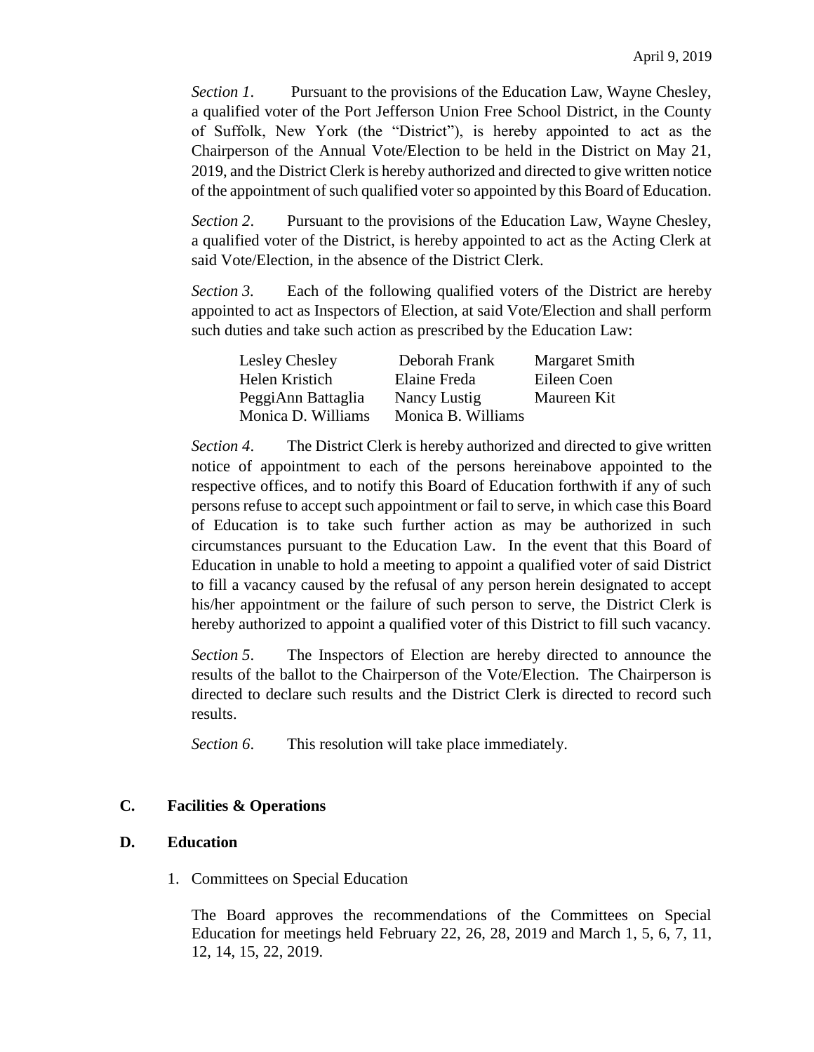*Section 1*. Pursuant to the provisions of the Education Law, Wayne Chesley, a qualified voter of the Port Jefferson Union Free School District, in the County of Suffolk, New York (the "District"), is hereby appointed to act as the Chairperson of the Annual Vote/Election to be held in the District on May 21, 2019, and the District Clerk is hereby authorized and directed to give written notice of the appointment of such qualified voter so appointed by this Board of Education.

*Section 2*. Pursuant to the provisions of the Education Law, Wayne Chesley, a qualified voter of the District, is hereby appointed to act as the Acting Clerk at said Vote/Election, in the absence of the District Clerk.

*Section 3*. Each of the following qualified voters of the District are hereby appointed to act as Inspectors of Election, at said Vote/Election and shall perform such duties and take such action as prescribed by the Education Law:

| | | |
|---|---|---|
| Lesley Chesley | Deborah Frank | Margaret Smith |
| Helen Kristich | Elaine Freda | Eileen Coen |
| PeggiAnn Battaglia | Nancy Lustig | Maureen Kit |
| Monica D. Williams | Monica B. Williams | |

*Section 4*. The District Clerk is hereby authorized and directed to give written notice of appointment to each of the persons hereinabove appointed to the respective offices, and to notify this Board of Education forthwith if any of such persons refuse to accept such appointment or fail to serve, in which case this Board of Education is to take such further action as may be authorized in such circumstances pursuant to the Education Law. In the event that this Board of Education in unable to hold a meeting to appoint a qualified voter of said District to fill a vacancy caused by the refusal of any person herein designated to accept his/her appointment or the failure of such person to serve, the District Clerk is hereby authorized to appoint a qualified voter of this District to fill such vacancy.

*Section 5*. The Inspectors of Election are hereby directed to announce the results of the ballot to the Chairperson of the Vote/Election. The Chairperson is directed to declare such results and the District Clerk is directed to record such results.

*Section 6*. This resolution will take place immediately.

**C. Facilities & Operations**

**D. Education**

1. Committees on Special Education

   The Board approves the recommendations of the Committees on Special Education for meetings held February 22, 26, 28, 2019 and March 1, 5, 6, 7, 11, 12, 14, 15, 22, 2019.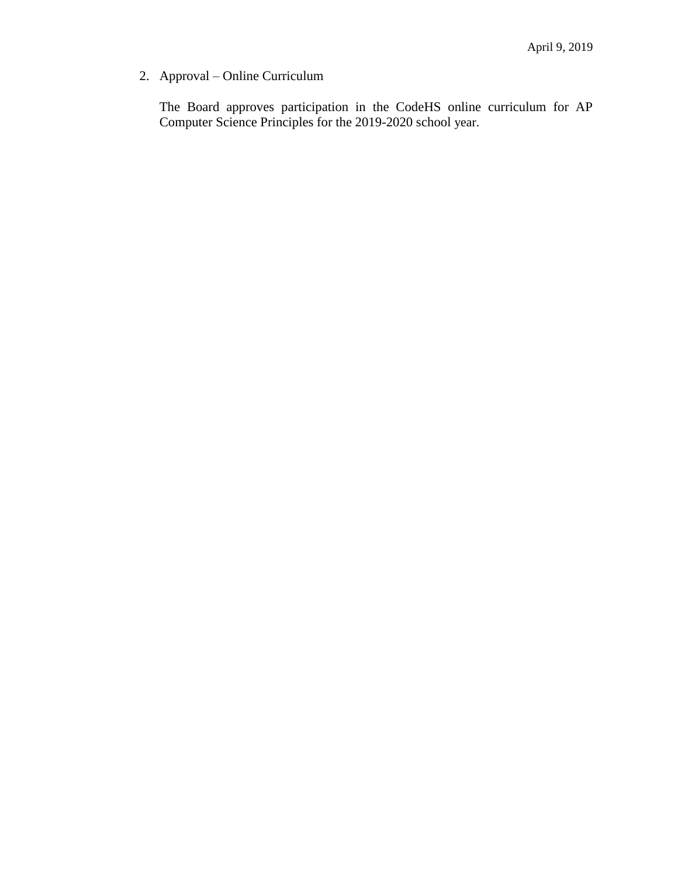April 9, 2019

2. Approval – Online Curriculum

   The Board approves participation in the CodeHS online curriculum for AP Computer Science Principles for the 2019-2020 school year.